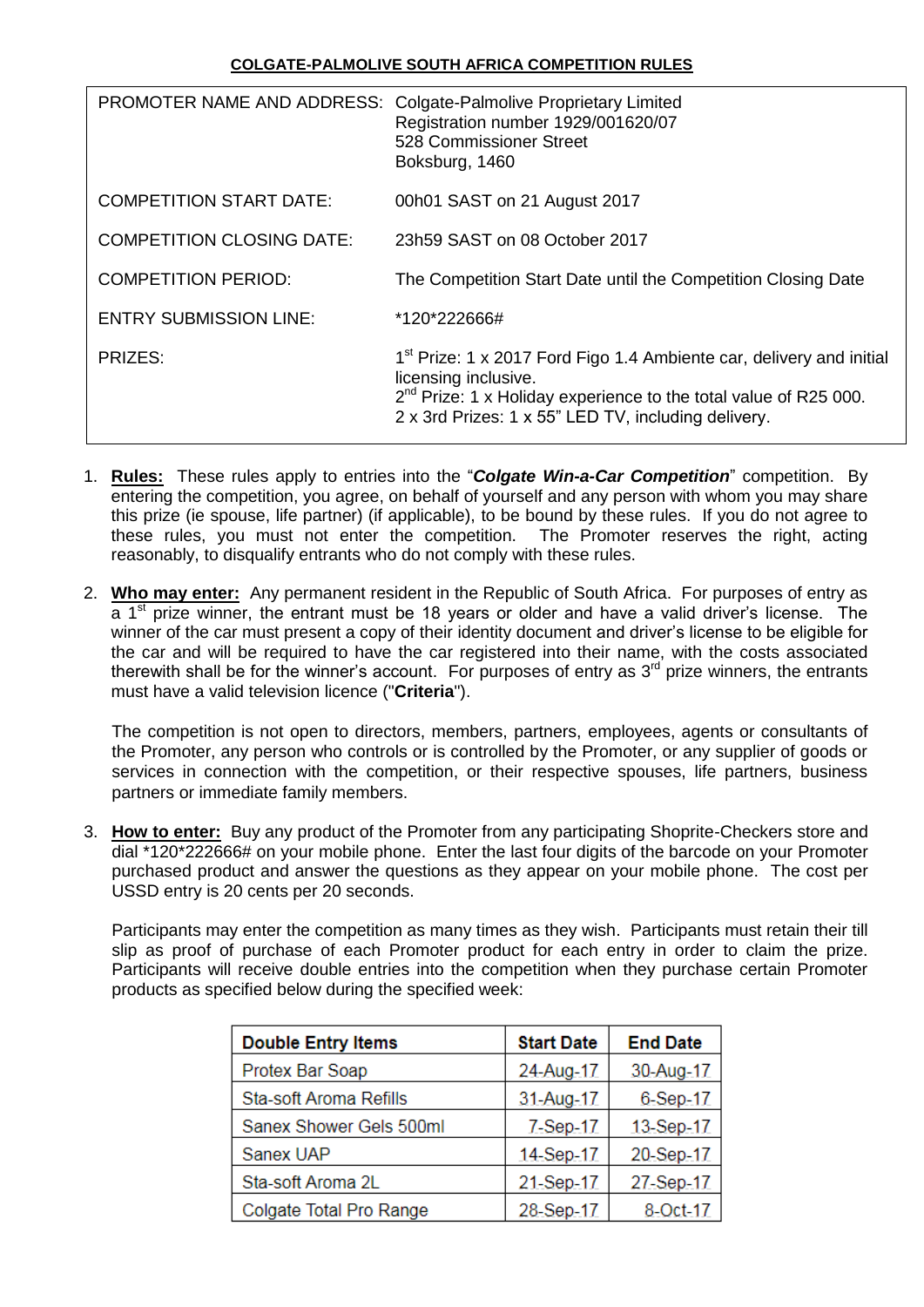## COLGATE-PALMOLIVE SOUTH AFRICA COMPETITION RULES

| | |
|---|---|
| PROMOTER NAME AND ADDRESS: | Colgate-Palmolive Proprietary Limited<br>Registration number 1929/001620/07<br>528 Commissioner Street<br>Boksburg, 1460 |
| COMPETITION START DATE: | 00h01 SAST on 21 August 2017 |
| COMPETITION CLOSING DATE: | 23h59 SAST on 08 October 2017 |
| COMPETITION PERIOD: | The Competition Start Date until the Competition Closing Date |
| ENTRY SUBMISSION LINE: | *120*222666# |
| PRIZES: | 1st Prize: 1 x 2017 Ford Figo 1.4 Ambiente car, delivery and initial licensing inclusive.<br>2nd Prize: 1 x Holiday experience to the total value of R25 000.<br>2 x 3rd Prizes: 1 x 55" LED TV, including delivery. |

1. **Rules:** These rules apply to entries into the "***Colgate Win-a-Car Competition***" competition. By entering the competition, you agree, on behalf of yourself and any person with whom you may share this prize (ie spouse, life partner) (if applicable), to be bound by these rules. If you do not agree to these rules, you must not enter the competition. The Promoter reserves the right, acting reasonably, to disqualify entrants who do not comply with these rules.

2. **Who may enter:** Any permanent resident in the Republic of South Africa. For purposes of entry as a 1st prize winner, the entrant must be 18 years or older and have a valid driver's license. The winner of the car must present a copy of their identity document and driver's license to be eligible for the car and will be required to have the car registered into their name, with the costs associated therewith shall be for the winner's account. For purposes of entry as 3rd prize winners, the entrants must have a valid television licence ("**Criteria**").

   The competition is not open to directors, members, partners, employees, agents or consultants of the Promoter, any person who controls or is controlled by the Promoter, or any supplier of goods or services in connection with the competition, or their respective spouses, life partners, business partners or immediate family members.

3. **How to enter:** Buy any product of the Promoter from any participating Shoprite-Checkers store and dial *120*222666# on your mobile phone. Enter the last four digits of the barcode on your Promoter purchased product and answer the questions as they appear on your mobile phone. The cost per USSD entry is 20 cents per 20 seconds.

   Participants may enter the competition as many times as they wish. Participants must retain their till slip as proof of purchase of each Promoter product for each entry in order to claim the prize. Participants will receive double entries into the competition when they purchase certain Promoter products as specified below during the specified week:

| Double Entry Items | Start Date | End Date |
|---|---|---|
| Protex Bar Soap | 24-Aug-17 | 30-Aug-17 |
| Sta-soft Aroma Refills | 31-Aug-17 | 6-Sep-17 |
| Sanex Shower Gels 500ml | 7-Sep-17 | 13-Sep-17 |
| Sanex UAP | 14-Sep-17 | 20-Sep-17 |
| Sta-soft Aroma 2L | 21-Sep-17 | 27-Sep-17 |
| Colgate Total Pro Range | 28-Sep-17 | 8-Oct-17 |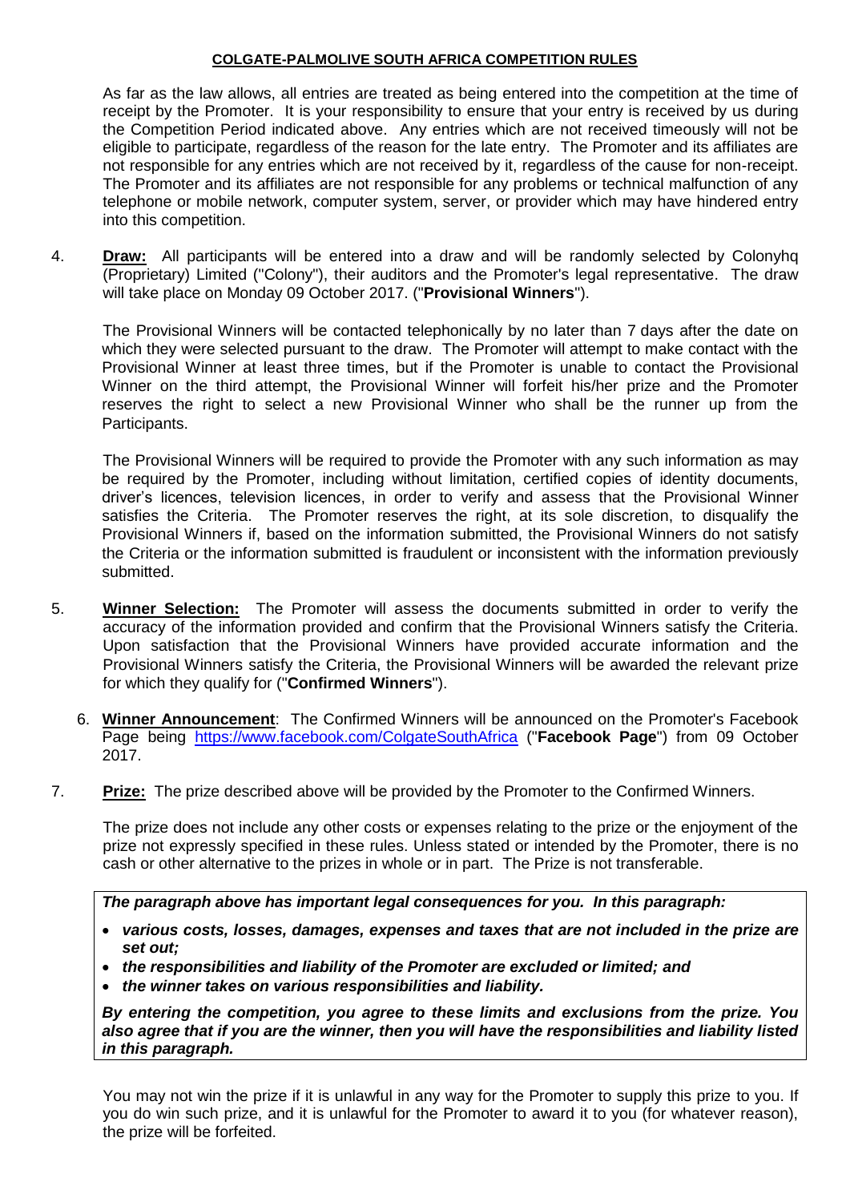**COLGATE-PALMOLIVE SOUTH AFRICA COMPETITION RULES**

As far as the law allows, all entries are treated as being entered into the competition at the time of receipt by the Promoter. It is your responsibility to ensure that your entry is received by us during the Competition Period indicated above. Any entries which are not received timeously will not be eligible to participate, regardless of the reason for the late entry. The Promoter and its affiliates are not responsible for any entries which are not received by it, regardless of the cause for non-receipt. The Promoter and its affiliates are not responsible for any problems or technical malfunction of any telephone or mobile network, computer system, server, or provider which may have hindered entry into this competition.

4. **Draw:** All participants will be entered into a draw and will be randomly selected by Colonyhq (Proprietary) Limited ("Colony"), their auditors and the Promoter's legal representative. The draw will take place on Monday 09 October 2017. ("**Provisional Winners**").

   The Provisional Winners will be contacted telephonically by no later than 7 days after the date on which they were selected pursuant to the draw. The Promoter will attempt to make contact with the Provisional Winner at least three times, but if the Promoter is unable to contact the Provisional Winner on the third attempt, the Provisional Winner will forfeit his/her prize and the Promoter reserves the right to select a new Provisional Winner who shall be the runner up from the Participants.

   The Provisional Winners will be required to provide the Promoter with any such information as may be required by the Promoter, including without limitation, certified copies of identity documents, driver's licences, television licences, in order to verify and assess that the Provisional Winner satisfies the Criteria. The Promoter reserves the right, at its sole discretion, to disqualify the Provisional Winners if, based on the information submitted, the Provisional Winners do not satisfy the Criteria or the information submitted is fraudulent or inconsistent with the information previously submitted.

5. **Winner Selection:** The Promoter will assess the documents submitted in order to verify the accuracy of the information provided and confirm that the Provisional Winners satisfy the Criteria. Upon satisfaction that the Provisional Winners have provided accurate information and the Provisional Winners satisfy the Criteria, the Provisional Winners will be awarded the relevant prize for which they qualify for ("**Confirmed Winners**").

6. **Winner Announcement**: The Confirmed Winners will be announced on the Promoter's Facebook Page being https://www.facebook.com/ColgateSouthAfrica ("**Facebook Page**") from 09 October 2017.

7. **Prize:** The prize described above will be provided by the Promoter to the Confirmed Winners.

   The prize does not include any other costs or expenses relating to the prize or the enjoyment of the prize not expressly specified in these rules. Unless stated or intended by the Promoter, there is no cash or other alternative to the prizes in whole or in part. The Prize is not transferable.

   ***The paragraph above has important legal consequences for you. In this paragraph:***

   - ***various costs, losses, damages, expenses and taxes that are not included in the prize are set out;***
   - ***the responsibilities and liability of the Promoter are excluded or limited; and***
   - ***the winner takes on various responsibilities and liability.***

   ***By entering the competition, you agree to these limits and exclusions from the prize. You also agree that if you are the winner, then you will have the responsibilities and liability listed in this paragraph.***

   You may not win the prize if it is unlawful in any way for the Promoter to supply this prize to you. If you do win such prize, and it is unlawful for the Promoter to award it to you (for whatever reason), the prize will be forfeited.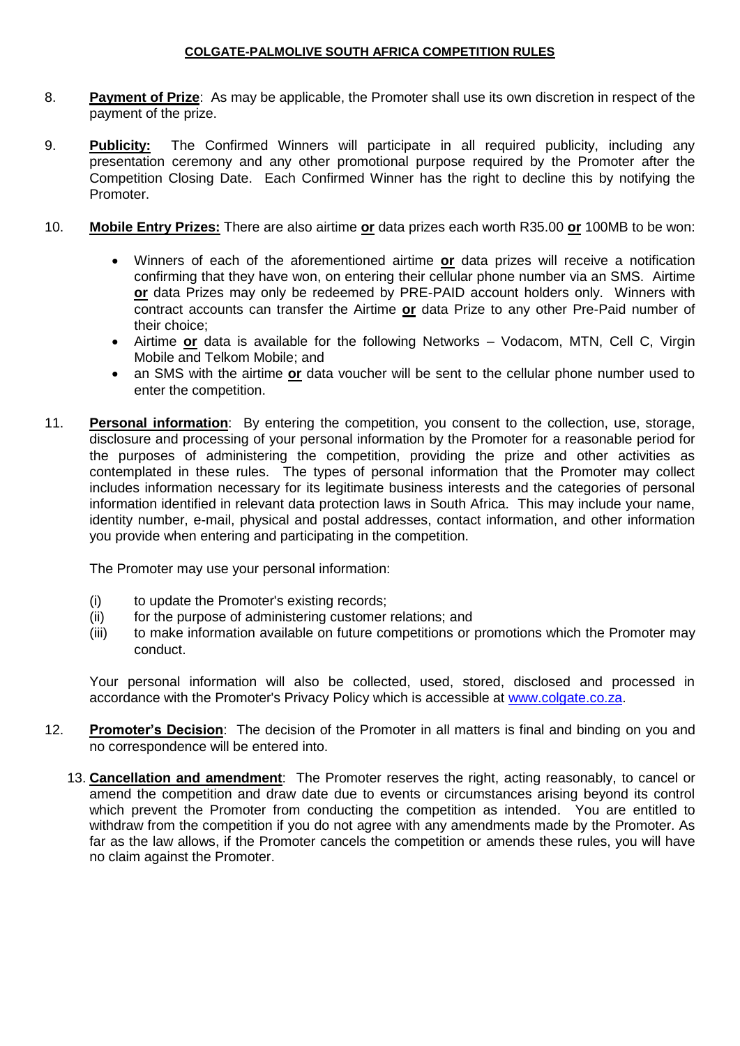8. **Payment of Prize**: As may be applicable, the Promoter shall use its own discretion in respect of the payment of the prize.

9. **Publicity:** The Confirmed Winners will participate in all required publicity, including any presentation ceremony and any other promotional purpose required by the Promoter after the Competition Closing Date. Each Confirmed Winner has the right to decline this by notifying the Promoter.

10. **Mobile Entry Prizes:** There are also airtime **or** data prizes each worth R35.00 **or** 100MB to be won:

    - Winners of each of the aforementioned airtime **or** data prizes will receive a notification confirming that they have won, on entering their cellular phone number via an SMS. Airtime **or** data Prizes may only be redeemed by PRE-PAID account holders only. Winners with contract accounts can transfer the Airtime **or** data Prize to any other Pre-Paid number of their choice;
    - Airtime **or** data is available for the following Networks – Vodacom, MTN, Cell C, Virgin Mobile and Telkom Mobile; and
    - an SMS with the airtime **or** data voucher will be sent to the cellular phone number used to enter the competition.

11. **Personal information**: By entering the competition, you consent to the collection, use, storage, disclosure and processing of your personal information by the Promoter for a reasonable period for the purposes of administering the competition, providing the prize and other activities as contemplated in these rules. The types of personal information that the Promoter may collect includes information necessary for its legitimate business interests and the categories of personal information identified in relevant data protection laws in South Africa. This may include your name, identity number, e-mail, physical and postal addresses, contact information, and other information you provide when entering and participating in the competition.

    The Promoter may use your personal information:

    (i) to update the Promoter's existing records;
    (ii) for the purpose of administering customer relations; and
    (iii) to make information available on future competitions or promotions which the Promoter may conduct.

    Your personal information will also be collected, used, stored, disclosed and processed in accordance with the Promoter's Privacy Policy which is accessible at www.colgate.co.za.

12. **Promoter's Decision**: The decision of the Promoter in all matters is final and binding on you and no correspondence will be entered into.

13. **Cancellation and amendment**: The Promoter reserves the right, acting reasonably, to cancel or amend the competition and draw date due to events or circumstances arising beyond its control which prevent the Promoter from conducting the competition as intended. You are entitled to withdraw from the competition if you do not agree with any amendments made by the Promoter. As far as the law allows, if the Promoter cancels the competition or amends these rules, you will have no claim against the Promoter.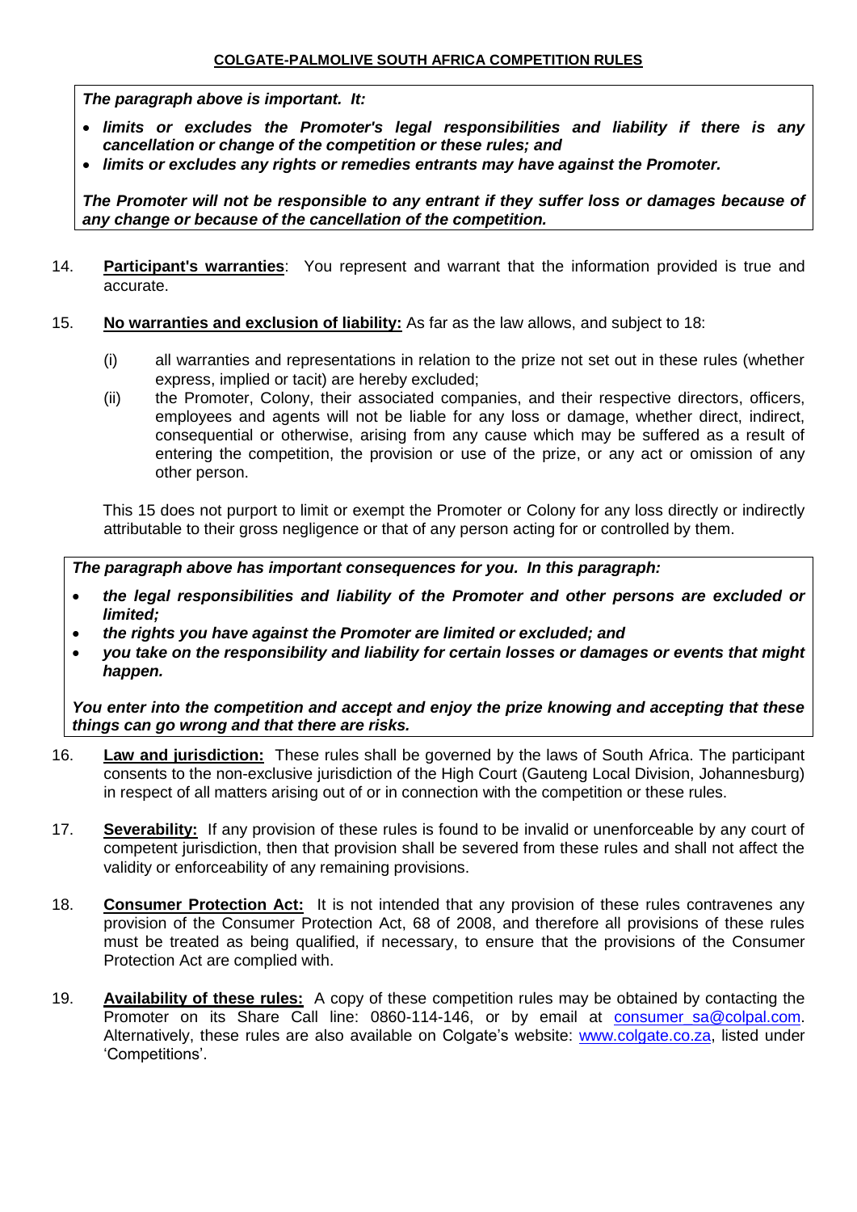**COLGATE-PALMOLIVE SOUTH AFRICA COMPETITION RULES**

***The paragraph above is important. It:***

- ***limits or excludes the Promoter's legal responsibilities and liability if there is any cancellation or change of the competition or these rules; and***
- ***limits or excludes any rights or remedies entrants may have against the Promoter.***

***The Promoter will not be responsible to any entrant if they suffer loss or damages because of any change or because of the cancellation of the competition.***

14. **Participant's warranties**: You represent and warrant that the information provided is true and accurate.

15. **No warranties and exclusion of liability:** As far as the law allows, and subject to 18:

    (i) all warranties and representations in relation to the prize not set out in these rules (whether express, implied or tacit) are hereby excluded;

    (ii) the Promoter, Colony, their associated companies, and their respective directors, officers, employees and agents will not be liable for any loss or damage, whether direct, indirect, consequential or otherwise, arising from any cause which may be suffered as a result of entering the competition, the provision or use of the prize, or any act or omission of any other person.

    This 15 does not purport to limit or exempt the Promoter or Colony for any loss directly or indirectly attributable to their gross negligence or that of any person acting for or controlled by them.

***The paragraph above has important consequences for you. In this paragraph:***

- ***the legal responsibilities and liability of the Promoter and other persons are excluded or limited;***
- ***the rights you have against the Promoter are limited or excluded; and***
- ***you take on the responsibility and liability for certain losses or damages or events that might happen.***

***You enter into the competition and accept and enjoy the prize knowing and accepting that these things can go wrong and that there are risks.***

16. **Law and jurisdiction:** These rules shall be governed by the laws of South Africa. The participant consents to the non-exclusive jurisdiction of the High Court (Gauteng Local Division, Johannesburg) in respect of all matters arising out of or in connection with the competition or these rules.

17. **Severability:** If any provision of these rules is found to be invalid or unenforceable by any court of competent jurisdiction, then that provision shall be severed from these rules and shall not affect the validity or enforceability of any remaining provisions.

18. **Consumer Protection Act:** It is not intended that any provision of these rules contravenes any provision of the Consumer Protection Act, 68 of 2008, and therefore all provisions of these rules must be treated as being qualified, if necessary, to ensure that the provisions of the Consumer Protection Act are complied with.

19. **Availability of these rules:** A copy of these competition rules may be obtained by contacting the Promoter on its Share Call line: 0860-114-146, or by email at consumer_sa@colpal.com. Alternatively, these rules are also available on Colgate's website: www.colgate.co.za, listed under 'Competitions'.